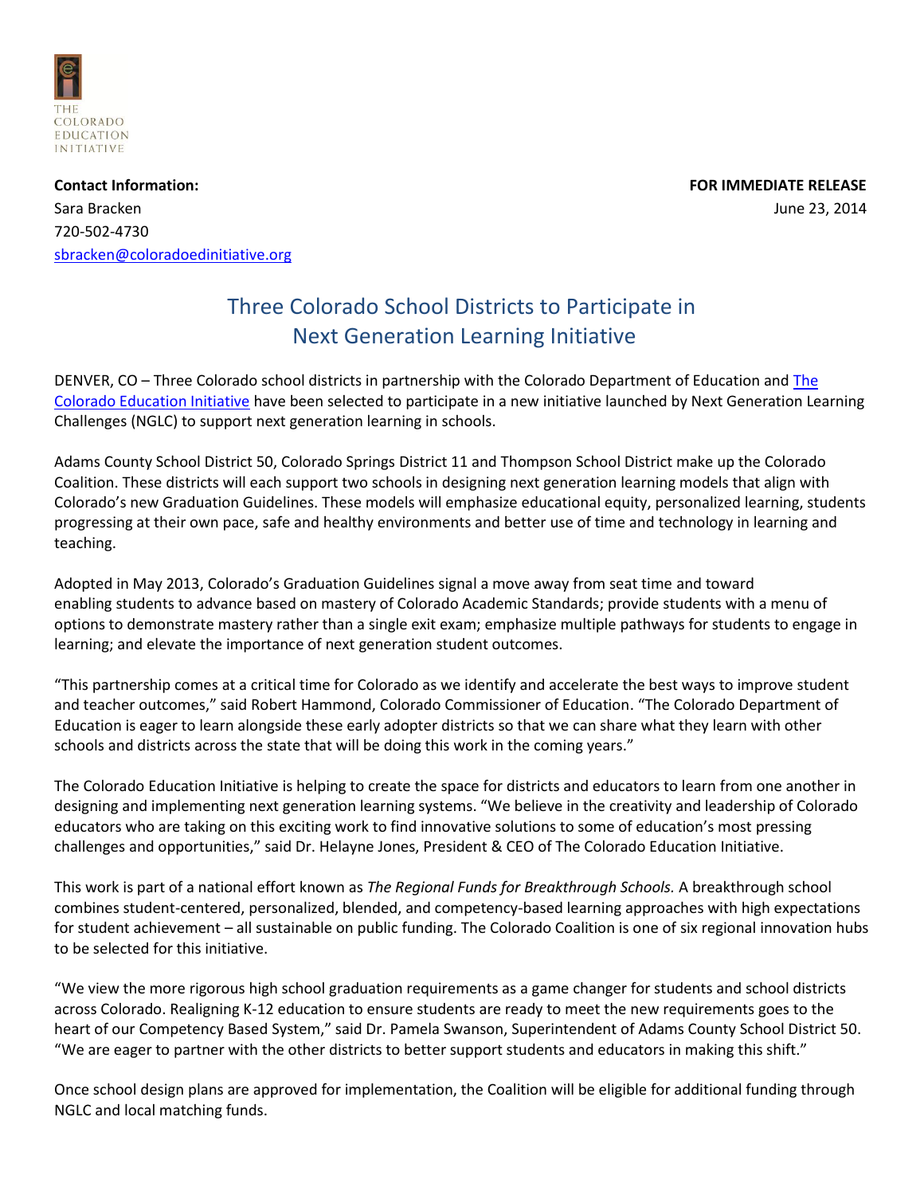THE COLORADO EDUCATION INITIATIVE

**Contact Information:**
Sara Bracken
720-502-4730
sbracken@coloradoedinitiative.org

**FOR IMMEDIATE RELEASE**
June 23, 2014

# Three Colorado School Districts to Participate in Next Generation Learning Initiative

DENVER, CO – Three Colorado school districts in partnership with the Colorado Department of Education and The Colorado Education Initiative have been selected to participate in a new initiative launched by Next Generation Learning Challenges (NGLC) to support next generation learning in schools.

Adams County School District 50, Colorado Springs District 11 and Thompson School District make up the Colorado Coalition. These districts will each support two schools in designing next generation learning models that align with Colorado's new Graduation Guidelines. These models will emphasize educational equity, personalized learning, students progressing at their own pace, safe and healthy environments and better use of time and technology in learning and teaching.

Adopted in May 2013, Colorado's Graduation Guidelines signal a move away from seat time and toward enabling students to advance based on mastery of Colorado Academic Standards; provide students with a menu of options to demonstrate mastery rather than a single exit exam; emphasize multiple pathways for students to engage in learning; and elevate the importance of next generation student outcomes.

"This partnership comes at a critical time for Colorado as we identify and accelerate the best ways to improve student and teacher outcomes," said Robert Hammond, Colorado Commissioner of Education. "The Colorado Department of Education is eager to learn alongside these early adopter districts so that we can share what they learn with other schools and districts across the state that will be doing this work in the coming years."

The Colorado Education Initiative is helping to create the space for districts and educators to learn from one another in designing and implementing next generation learning systems. "We believe in the creativity and leadership of Colorado educators who are taking on this exciting work to find innovative solutions to some of education's most pressing challenges and opportunities," said Dr. Helayne Jones, President & CEO of The Colorado Education Initiative.

This work is part of a national effort known as *The Regional Funds for Breakthrough Schools.* A breakthrough school combines student-centered, personalized, blended, and competency-based learning approaches with high expectations for student achievement – all sustainable on public funding. The Colorado Coalition is one of six regional innovation hubs to be selected for this initiative.

"We view the more rigorous high school graduation requirements as a game changer for students and school districts across Colorado. Realigning K-12 education to ensure students are ready to meet the new requirements goes to the heart of our Competency Based System," said Dr. Pamela Swanson, Superintendent of Adams County School District 50. "We are eager to partner with the other districts to better support students and educators in making this shift."

Once school design plans are approved for implementation, the Coalition will be eligible for additional funding through NGLC and local matching funds.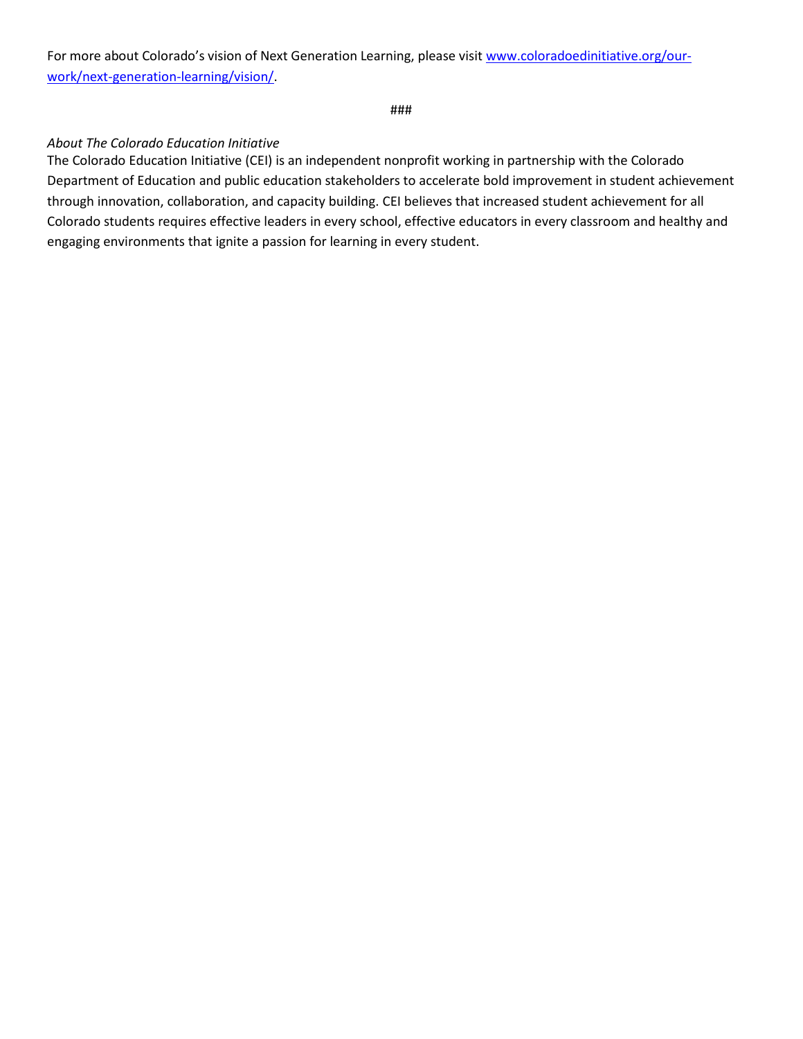For more about Colorado's vision of Next Generation Learning, please visit [www.coloradoedinitiative.org/our-work/next-generation-learning/vision/](www.coloradoedinitiative.org/our-work/next-generation-learning/vision/).

###

*About The Colorado Education Initiative*

The Colorado Education Initiative (CEI) is an independent nonprofit working in partnership with the Colorado Department of Education and public education stakeholders to accelerate bold improvement in student achievement through innovation, collaboration, and capacity building. CEI believes that increased student achievement for all Colorado students requires effective leaders in every school, effective educators in every classroom and healthy and engaging environments that ignite a passion for learning in every student.